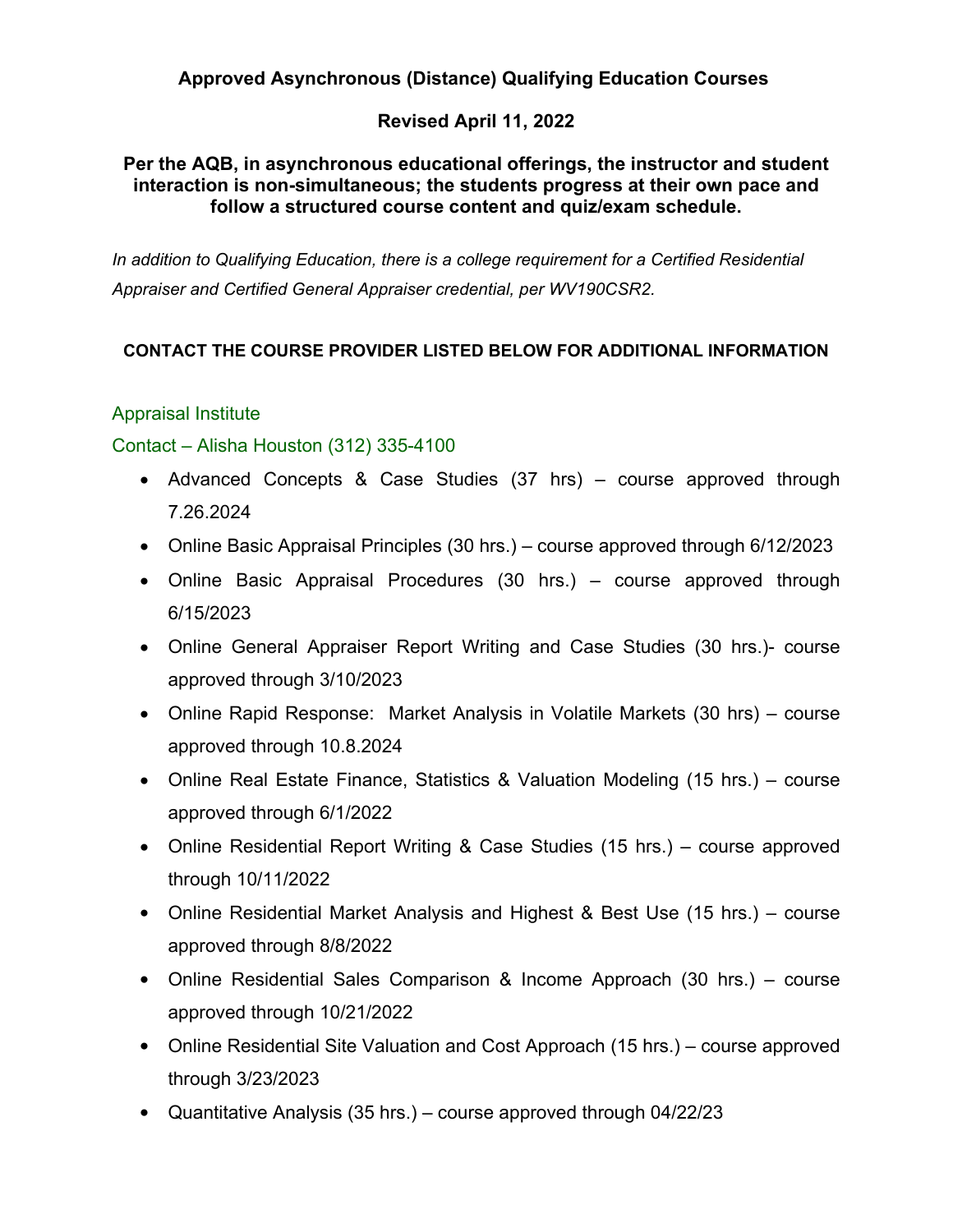# Approved Asynchronous (Distance) Qualifying Education Courses

## Revised April 11, 2022

### Per the AQB, in asynchronous educational offerings, the instructor and student interaction is non-simultaneous; the students progress at their own pace and follow a structured course content and quiz/exam schedule.

*In addition to Qualifying Education, there is a college requirement for a Certified Residential Appraiser and Certified General Appraiser credential, per WV190CSR2.*

**CONTACT THE COURSE PROVIDER LISTED BELOW FOR ADDITIONAL INFORMATION**

Appraisal Institute

Contact – Alisha Houston (312) 335-4100

- Advanced Concepts & Case Studies (37 hrs) – course approved through 7.26.2024
- Online Basic Appraisal Principles (30 hrs.) – course approved through 6/12/2023
- Online Basic Appraisal Procedures (30 hrs.) – course approved through 6/15/2023
- Online General Appraiser Report Writing and Case Studies (30 hrs.)- course approved through 3/10/2023
- Online Rapid Response: Market Analysis in Volatile Markets (30 hrs) – course approved through 10.8.2024
- Online Real Estate Finance, Statistics & Valuation Modeling (15 hrs.) – course approved through 6/1/2022
- Online Residential Report Writing & Case Studies (15 hrs.) – course approved through 10/11/2022
- Online Residential Market Analysis and Highest & Best Use (15 hrs.) – course approved through 8/8/2022
- Online Residential Sales Comparison & Income Approach (30 hrs.) – course approved through 10/21/2022
- Online Residential Site Valuation and Cost Approach (15 hrs.) – course approved through 3/23/2023
- Quantitative Analysis (35 hrs.) – course approved through 04/22/23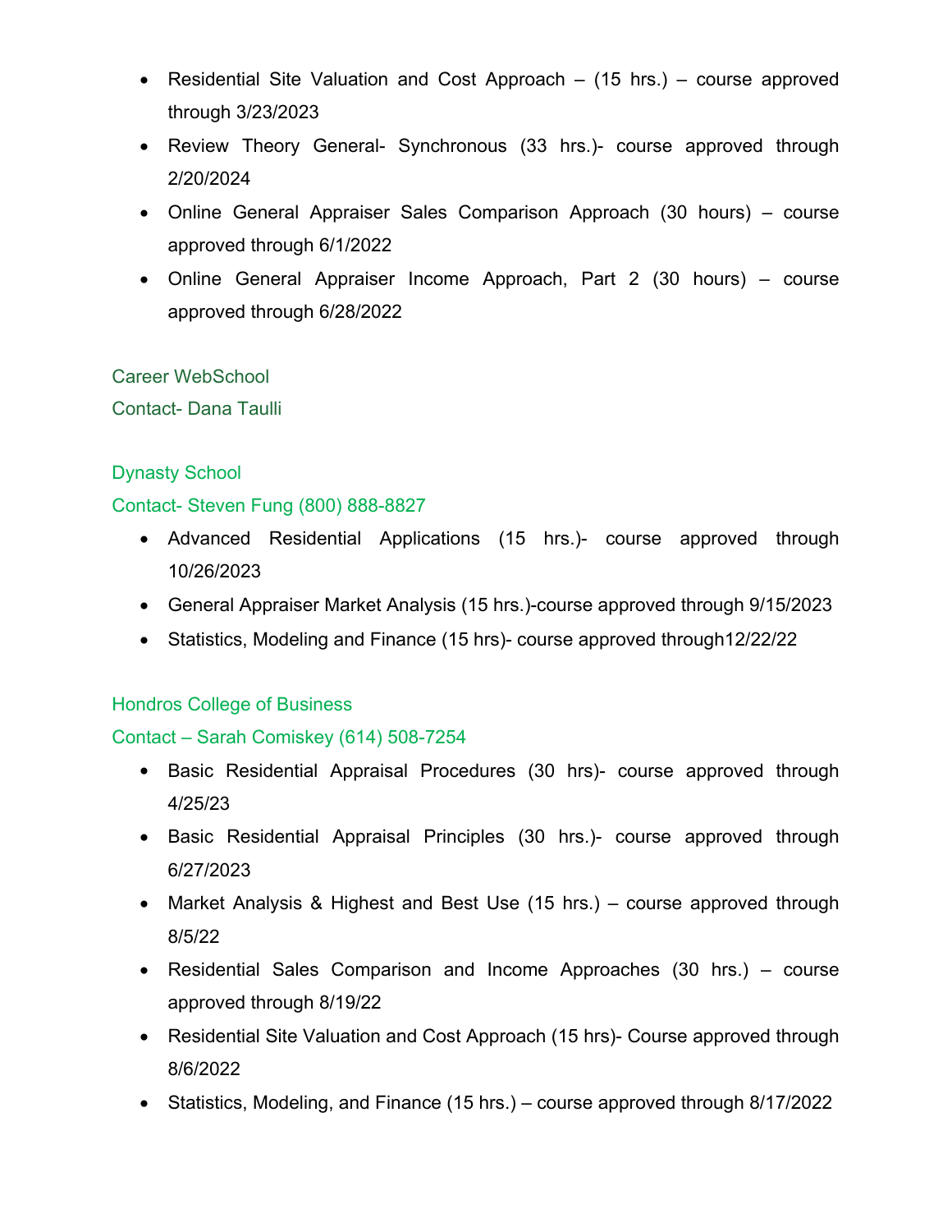- Residential Site Valuation and Cost Approach – (15 hrs.) – course approved through 3/23/2023
- Review Theory General- Synchronous (33 hrs.)- course approved through 2/20/2024
- Online General Appraiser Sales Comparison Approach (30 hours) – course approved through 6/1/2022
- Online General Appraiser Income Approach, Part 2 (30 hours) – course approved through 6/28/2022

Career WebSchool

Contact- Dana Taulli

Dynasty School

Contact- Steven Fung (800) 888-8827

- Advanced Residential Applications (15 hrs.)- course approved through 10/26/2023
- General Appraiser Market Analysis (15 hrs.)-course approved through 9/15/2023
- Statistics, Modeling and Finance (15 hrs)- course approved through12/22/22

Hondros College of Business

Contact – Sarah Comiskey (614) 508-7254

- Basic Residential Appraisal Procedures (30 hrs)- course approved through 4/25/23
- Basic Residential Appraisal Principles (30 hrs.)- course approved through 6/27/2023
- Market Analysis & Highest and Best Use (15 hrs.) – course approved through 8/5/22
- Residential Sales Comparison and Income Approaches (30 hrs.) – course approved through 8/19/22
- Residential Site Valuation and Cost Approach (15 hrs)- Course approved through 8/6/2022
- Statistics, Modeling, and Finance (15 hrs.) – course approved through 8/17/2022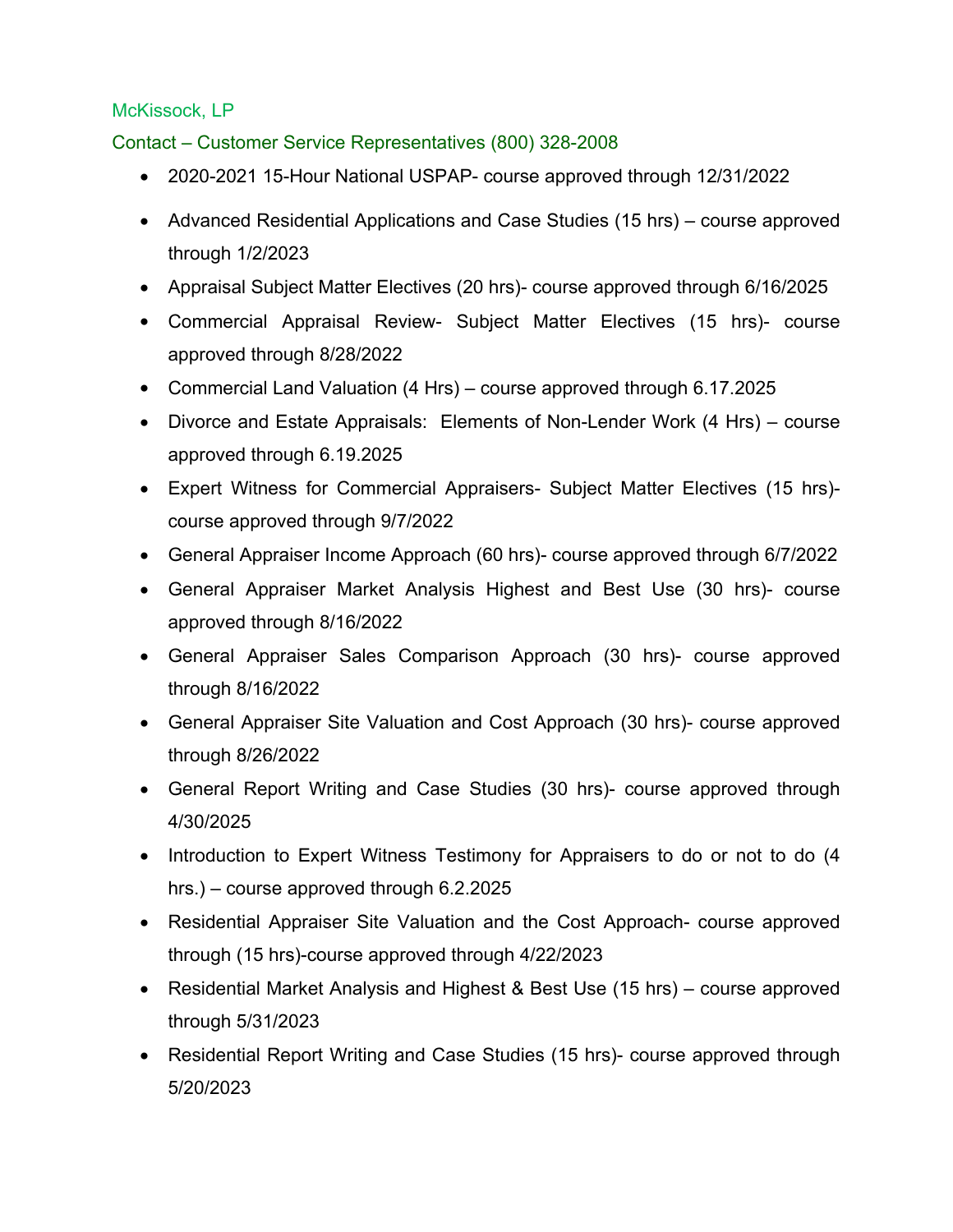McKissock, LP

Contact – Customer Service Representatives (800) 328-2008

- 2020-2021 15-Hour National USPAP- course approved through 12/31/2022
- Advanced Residential Applications and Case Studies (15 hrs) – course approved through 1/2/2023
- Appraisal Subject Matter Electives (20 hrs)- course approved through 6/16/2025
- Commercial Appraisal Review- Subject Matter Electives (15 hrs)- course approved through 8/28/2022
- Commercial Land Valuation (4 Hrs) – course approved through 6.17.2025
- Divorce and Estate Appraisals: Elements of Non-Lender Work (4 Hrs) – course approved through 6.19.2025
- Expert Witness for Commercial Appraisers- Subject Matter Electives (15 hrs)- course approved through 9/7/2022
- General Appraiser Income Approach (60 hrs)- course approved through 6/7/2022
- General Appraiser Market Analysis Highest and Best Use (30 hrs)- course approved through 8/16/2022
- General Appraiser Sales Comparison Approach (30 hrs)- course approved through 8/16/2022
- General Appraiser Site Valuation and Cost Approach (30 hrs)- course approved through 8/26/2022
- General Report Writing and Case Studies (30 hrs)- course approved through 4/30/2025
- Introduction to Expert Witness Testimony for Appraisers to do or not to do (4 hrs.) – course approved through 6.2.2025
- Residential Appraiser Site Valuation and the Cost Approach- course approved through (15 hrs)-course approved through 4/22/2023
- Residential Market Analysis and Highest & Best Use (15 hrs) – course approved through 5/31/2023
- Residential Report Writing and Case Studies (15 hrs)- course approved through 5/20/2023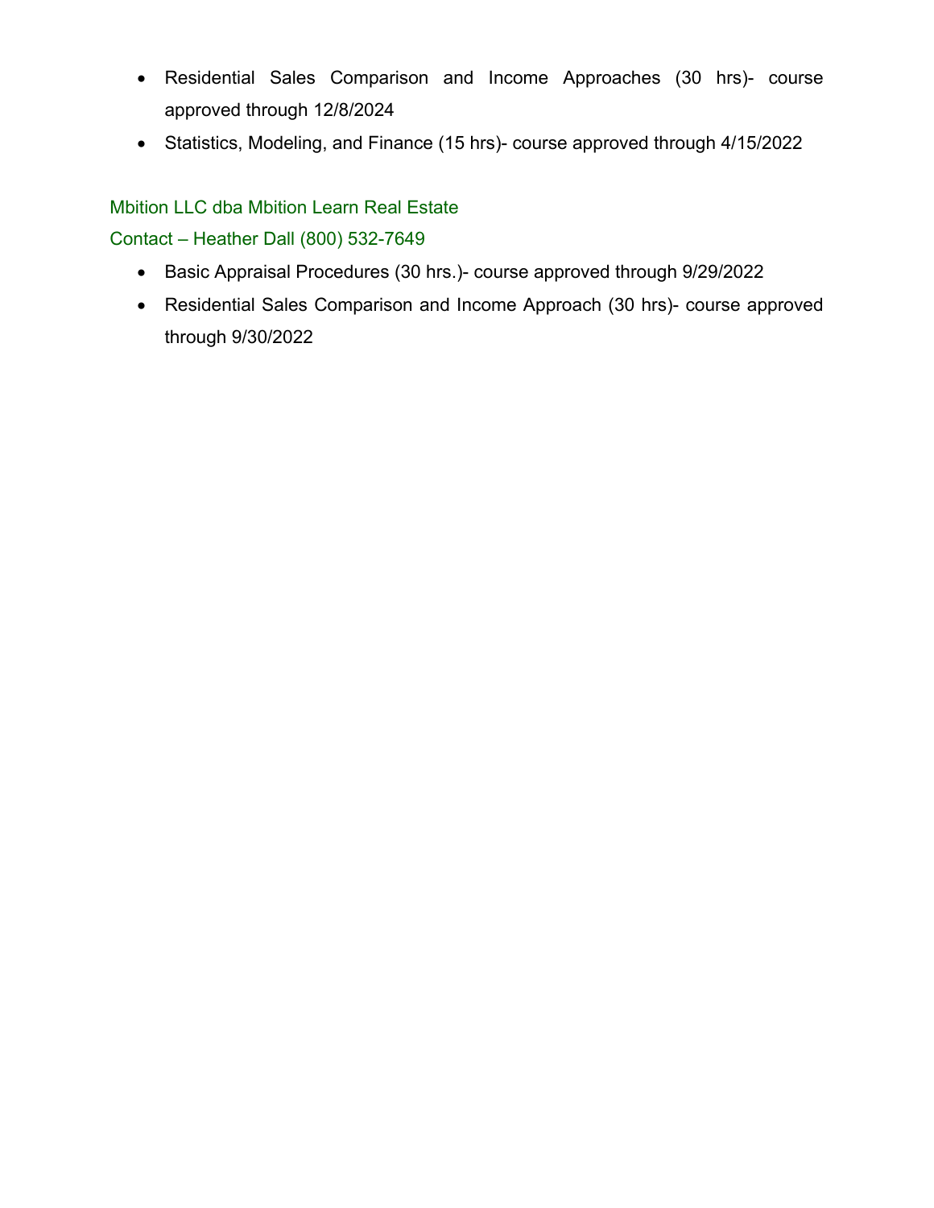- Residential Sales Comparison and Income Approaches (30 hrs)- course approved through 12/8/2024
- Statistics, Modeling, and Finance (15 hrs)- course approved through 4/15/2022

Mbition LLC dba Mbition Learn Real Estate

Contact – Heather Dall (800) 532-7649

- Basic Appraisal Procedures (30 hrs.)- course approved through 9/29/2022
- Residential Sales Comparison and Income Approach (30 hrs)- course approved through 9/30/2022